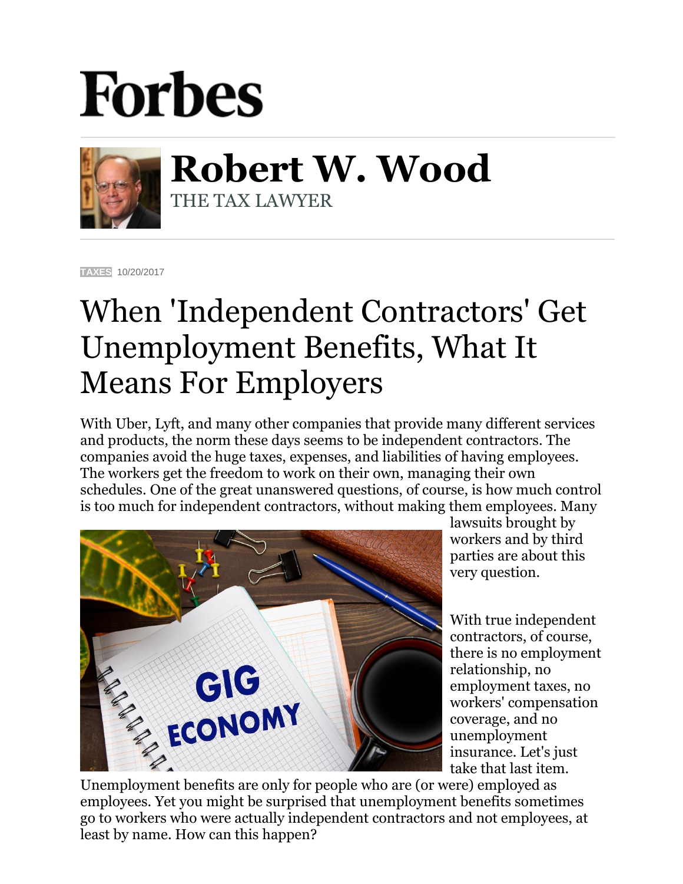# Forbes

## Robert W. Wood

THE TAX LAWYER

TAXES 10/20/2017

# When 'Independent Contractors' Get Unemployment Benefits, What It Means For Employers

With Uber, Lyft, and many other companies that provide many different services and products, the norm these days seems to be independent contractors. The companies avoid the huge taxes, expenses, and liabilities of having employees. The workers get the freedom to work on their own, managing their own schedules. One of the great unanswered questions, of course, is how much control is too much for independent contractors, without making them employees. Many lawsuits brought by workers and by third parties are about this very question.

With true independent contractors, of course, there is no employment relationship, no employment taxes, no workers' compensation coverage, and no unemployment insurance. Let's just take that last item. Unemployment benefits are only for people who are (or were) employed as employees. Yet you might be surprised that unemployment benefits sometimes go to workers who were actually independent contractors and not employees, at least by name. How can this happen?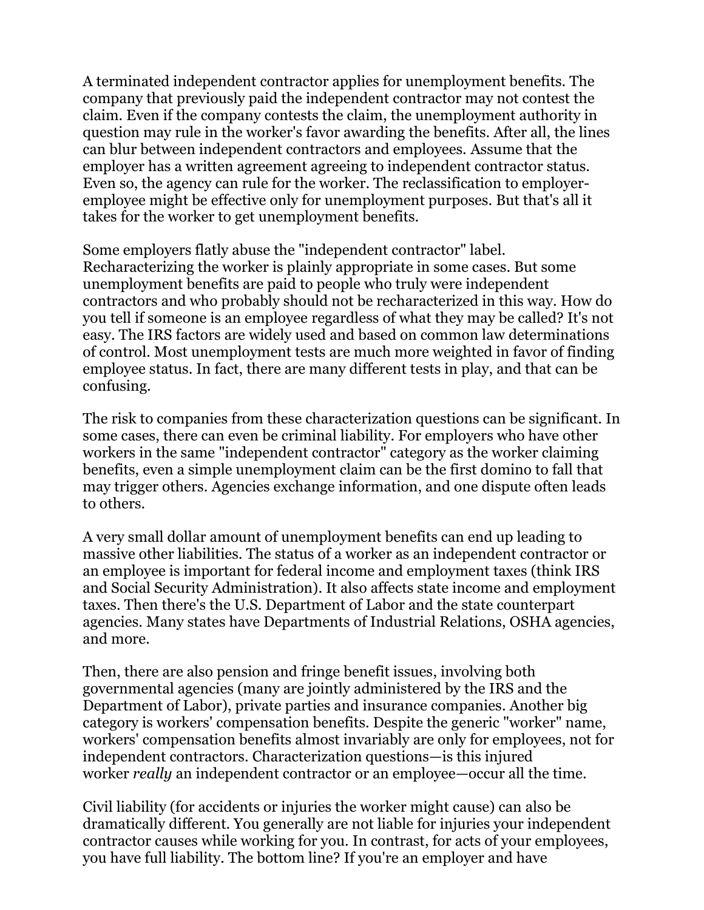A terminated independent contractor applies for unemployment benefits. The company that previously paid the independent contractor may not contest the claim. Even if the company contests the claim, the unemployment authority in question may rule in the worker's favor awarding the benefits. After all, the lines can blur between independent contractors and employees. Assume that the employer has a written agreement agreeing to independent contractor status. Even so, the agency can rule for the worker. The reclassification to employer-employee might be effective only for unemployment purposes. But that's all it takes for the worker to get unemployment benefits.

Some employers flatly abuse the "independent contractor" label. Recharacterizing the worker is plainly appropriate in some cases. But some unemployment benefits are paid to people who truly were independent contractors and who probably should not be recharacterized in this way. How do you tell if someone is an employee regardless of what they may be called? It's not easy. The IRS factors are widely used and based on common law determinations of control. Most unemployment tests are much more weighted in favor of finding employee status. In fact, there are many different tests in play, and that can be confusing.

The risk to companies from these characterization questions can be significant. In some cases, there can even be criminal liability. For employers who have other workers in the same "independent contractor" category as the worker claiming benefits, even a simple unemployment claim can be the first domino to fall that may trigger others. Agencies exchange information, and one dispute often leads to others.

A very small dollar amount of unemployment benefits can end up leading to massive other liabilities. The status of a worker as an independent contractor or an employee is important for federal income and employment taxes (think IRS and Social Security Administration). It also affects state income and employment taxes. Then there's the U.S. Department of Labor and the state counterpart agencies. Many states have Departments of Industrial Relations, OSHA agencies, and more.

Then, there are also pension and fringe benefit issues, involving both governmental agencies (many are jointly administered by the IRS and the Department of Labor), private parties and insurance companies. Another big category is workers' compensation benefits. Despite the generic "worker" name, workers' compensation benefits almost invariably are only for employees, not for independent contractors. Characterization questions—is this injured worker *really* an independent contractor or an employee—occur all the time.

Civil liability (for accidents or injuries the worker might cause) can also be dramatically different. You generally are not liable for injuries your independent contractor causes while working for you. In contrast, for acts of your employees, you have full liability. The bottom line? If you're an employer and have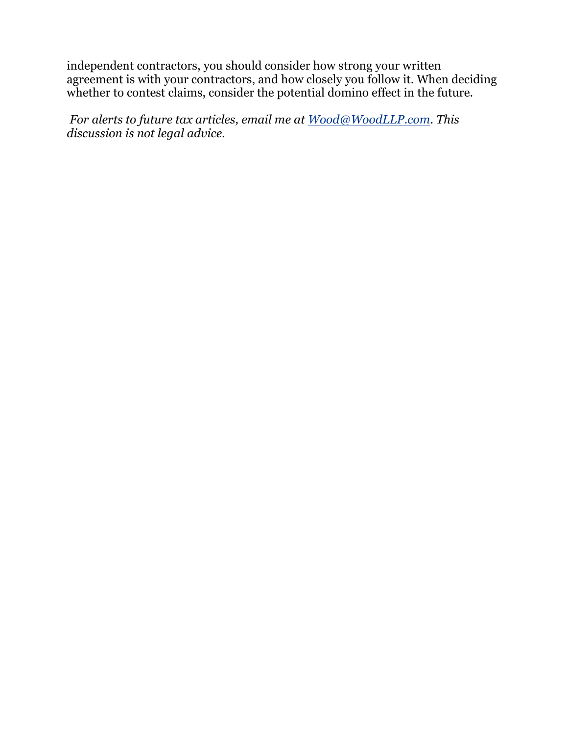independent contractors, you should consider how strong your written agreement is with your contractors, and how closely you follow it. When deciding whether to contest claims, consider the potential domino effect in the future.

*For alerts to future tax articles, email me at [Wood@WoodLLP.com](mailto:Wood@WoodLLP.com). This discussion is not legal advice.*